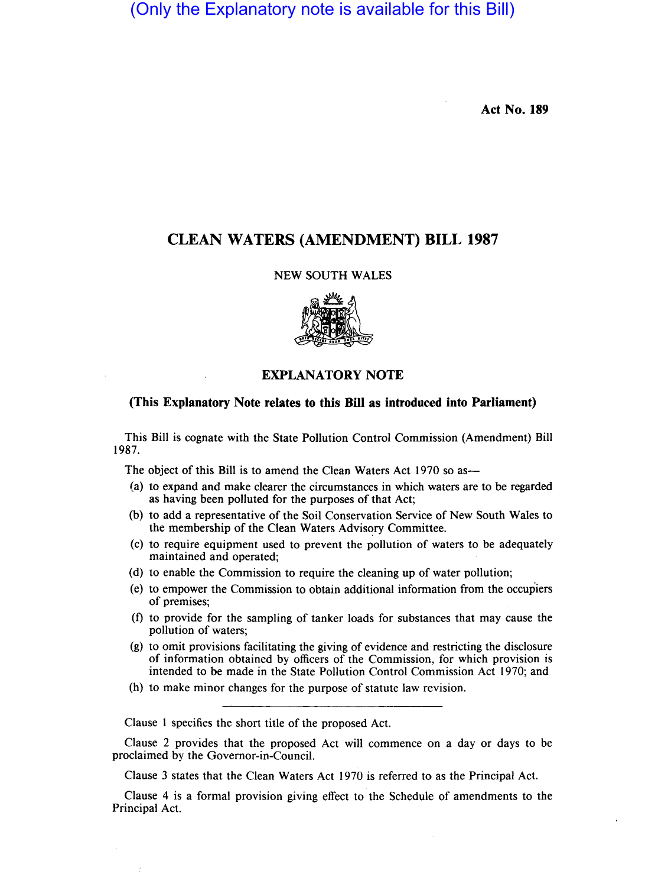(Only the Explanatory note is available for this Bill)

**Act No. 189**

# CLEAN WATERS (AMENDMENT) BILL 1987

NEW SOUTH WALES

## EXPLANATORY NOTE

**(This Explanatory Note relates to this Bill as introduced into Parliament)**

This Bill is cognate with the State Pollution Control Commission (Amendment) Bill 1987.

The object of this Bill is to amend the Clean Waters Act 1970 so as—

(a) to expand and make clearer the circumstances in which waters are to be regarded as having been polluted for the purposes of that Act;

(b) to add a representative of the Soil Conservation Service of New South Wales to the membership of the Clean Waters Advisory Committee.

(c) to require equipment used to prevent the pollution of waters to be adequately maintained and operated;

(d) to enable the Commission to require the cleaning up of water pollution;

(e) to empower the Commission to obtain additional information from the occupiers of premises;

(f) to provide for the sampling of tanker loads for substances that may cause the pollution of waters;

(g) to omit provisions facilitating the giving of evidence and restricting the disclosure of information obtained by officers of the Commission, for which provision is intended to be made in the State Pollution Control Commission Act 1970; and

(h) to make minor changes for the purpose of statute law revision.

---

Clause 1 specifies the short title of the proposed Act.

Clause 2 provides that the proposed Act will commence on a day or days to be proclaimed by the Governor-in-Council.

Clause 3 states that the Clean Waters Act 1970 is referred to as the Principal Act.

Clause 4 is a formal provision giving effect to the Schedule of amendments to the Principal Act.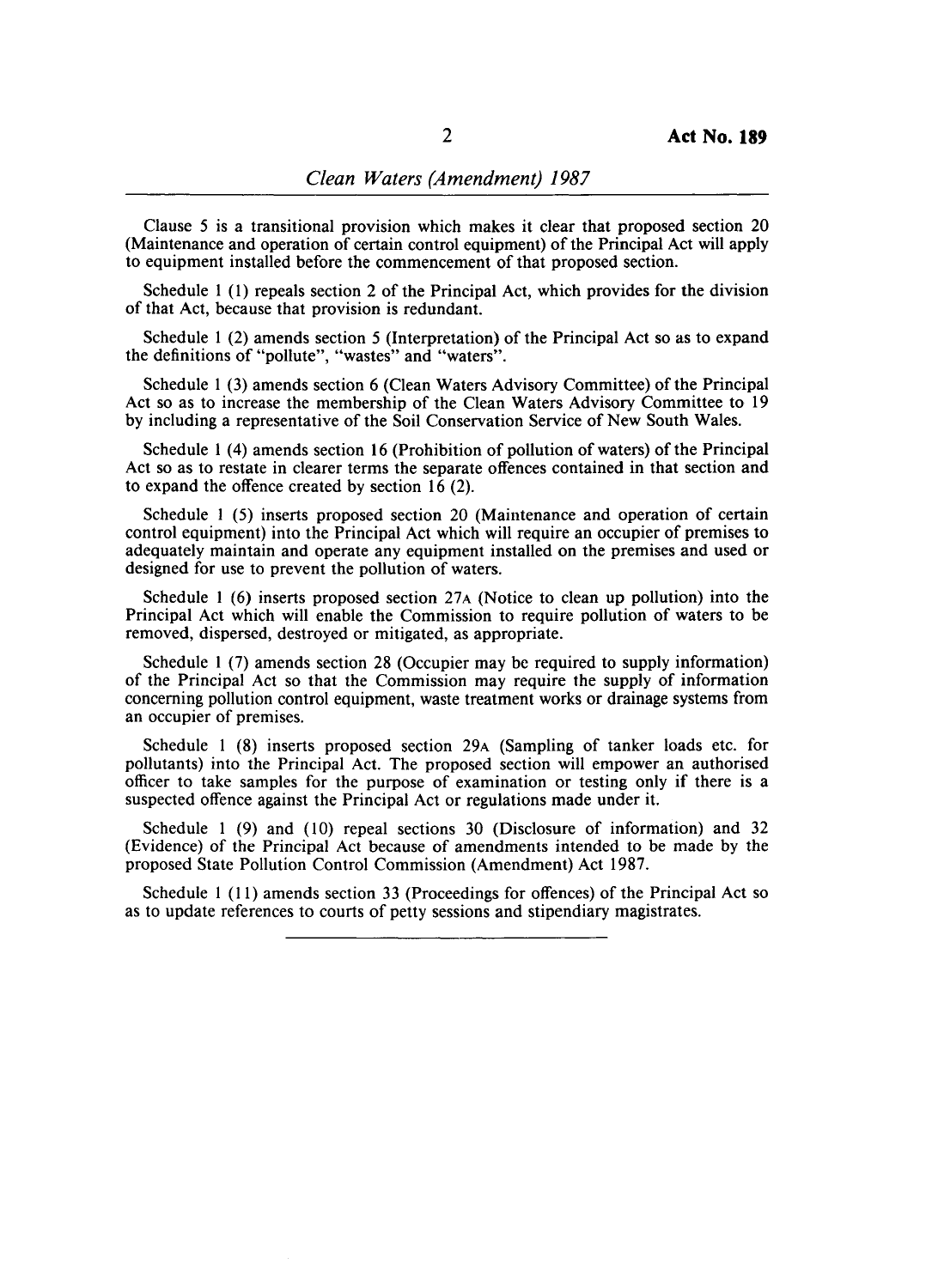Clause 5 is a transitional provision which makes it clear that proposed section 20 (Maintenance and operation of certain control equipment) of the Principal Act will apply to equipment installed before the commencement of that proposed section.

Schedule 1 (1) repeals section 2 of the Principal Act, which provides for the division of that Act, because that provision is redundant.

Schedule 1 (2) amends section 5 (Interpretation) of the Principal Act so as to expand the definitions of "pollute", "wastes" and "waters".

Schedule 1 (3) amends section 6 (Clean Waters Advisory Committee) of the Principal Act so as to increase the membership of the Clean Waters Advisory Committee to 19 by including a representative of the Soil Conservation Service of New South Wales.

Schedule 1 (4) amends section 16 (Prohibition of pollution of waters) of the Principal Act so as to restate in clearer terms the separate offences contained in that section and to expand the offence created by section 16 (2).

Schedule 1 (5) inserts proposed section 20 (Maintenance and operation of certain control equipment) into the Principal Act which will require an occupier of premises to adequately maintain and operate any equipment installed on the premises and used or designed for use to prevent the pollution of waters.

Schedule 1 (6) inserts proposed section 27A (Notice to clean up pollution) into the Principal Act which will enable the Commission to require pollution of waters to be removed, dispersed, destroyed or mitigated, as appropriate.

Schedule 1 (7) amends section 28 (Occupier may be required to supply information) of the Principal Act so that the Commission may require the supply of information concerning pollution control equipment, waste treatment works or drainage systems from an occupier of premises.

Schedule 1 (8) inserts proposed section 29A (Sampling of tanker loads etc. for pollutants) into the Principal Act. The proposed section will empower an authorised officer to take samples for the purpose of examination or testing only if there is a suspected offence against the Principal Act or regulations made under it.

Schedule 1 (9) and (10) repeal sections 30 (Disclosure of information) and 32 (Evidence) of the Principal Act because of amendments intended to be made by the proposed State Pollution Control Commission (Amendment) Act 1987.

Schedule 1 (11) amends section 33 (Proceedings for offences) of the Principal Act so as to update references to courts of petty sessions and stipendiary magistrates.